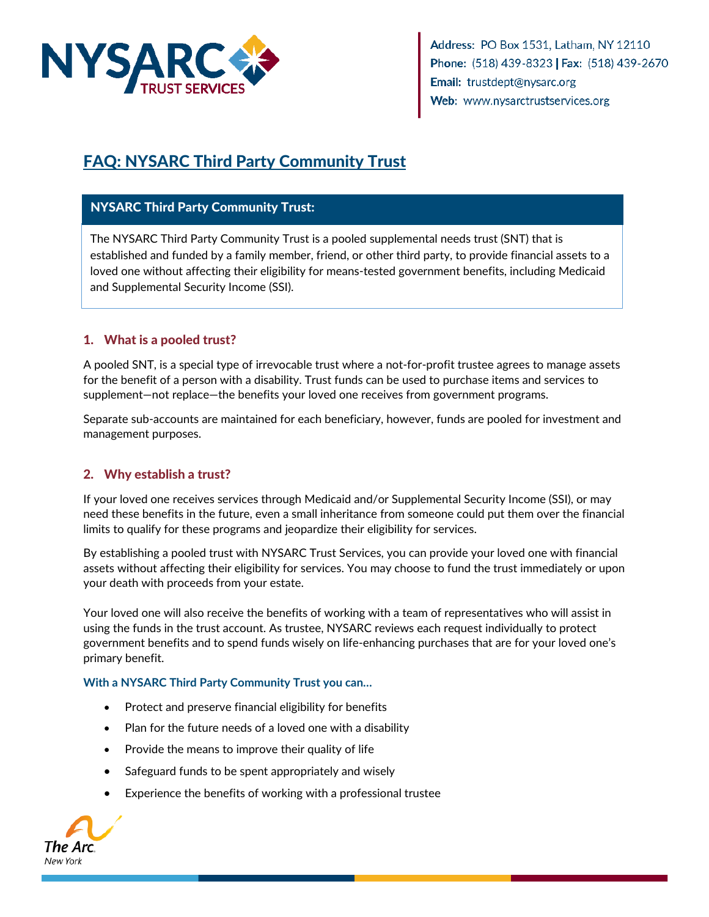Address: PO Box 1531, Latham, NY 12110
Phone: (518) 439-8323 | Fax: (518) 439-2670
Email: trustdept@nysarc.org
Web: www.nysarctrustservices.org

# FAQ: NYSARC Third Party Community Trust

## NYSARC Third Party Community Trust:

The NYSARC Third Party Community Trust is a pooled supplemental needs trust (SNT) that is established and funded by a family member, friend, or other third party, to provide financial assets to a loved one without affecting their eligibility for means-tested government benefits, including Medicaid and Supplemental Security Income (SSI).

### 1. What is a pooled trust?

A pooled SNT, is a special type of irrevocable trust where a not-for-profit trustee agrees to manage assets for the benefit of a person with a disability. Trust funds can be used to purchase items and services to supplement—not replace—the benefits your loved one receives from government programs.

Separate sub-accounts are maintained for each beneficiary, however, funds are pooled for investment and management purposes.

### 2. Why establish a trust?

If your loved one receives services through Medicaid and/or Supplemental Security Income (SSI), or may need these benefits in the future, even a small inheritance from someone could put them over the financial limits to qualify for these programs and jeopardize their eligibility for services.

By establishing a pooled trust with NYSARC Trust Services, you can provide your loved one with financial assets without affecting their eligibility for services. You may choose to fund the trust immediately or upon your death with proceeds from your estate.

Your loved one will also receive the benefits of working with a team of representatives who will assist in using the funds in the trust account. As trustee, NYSARC reviews each request individually to protect government benefits and to spend funds wisely on life-enhancing purchases that are for your loved one's primary benefit.

**With a NYSARC Third Party Community Trust you can…**

- Protect and preserve financial eligibility for benefits
- Plan for the future needs of a loved one with a disability
- Provide the means to improve their quality of life
- Safeguard funds to be spent appropriately and wisely
- Experience the benefits of working with a professional trustee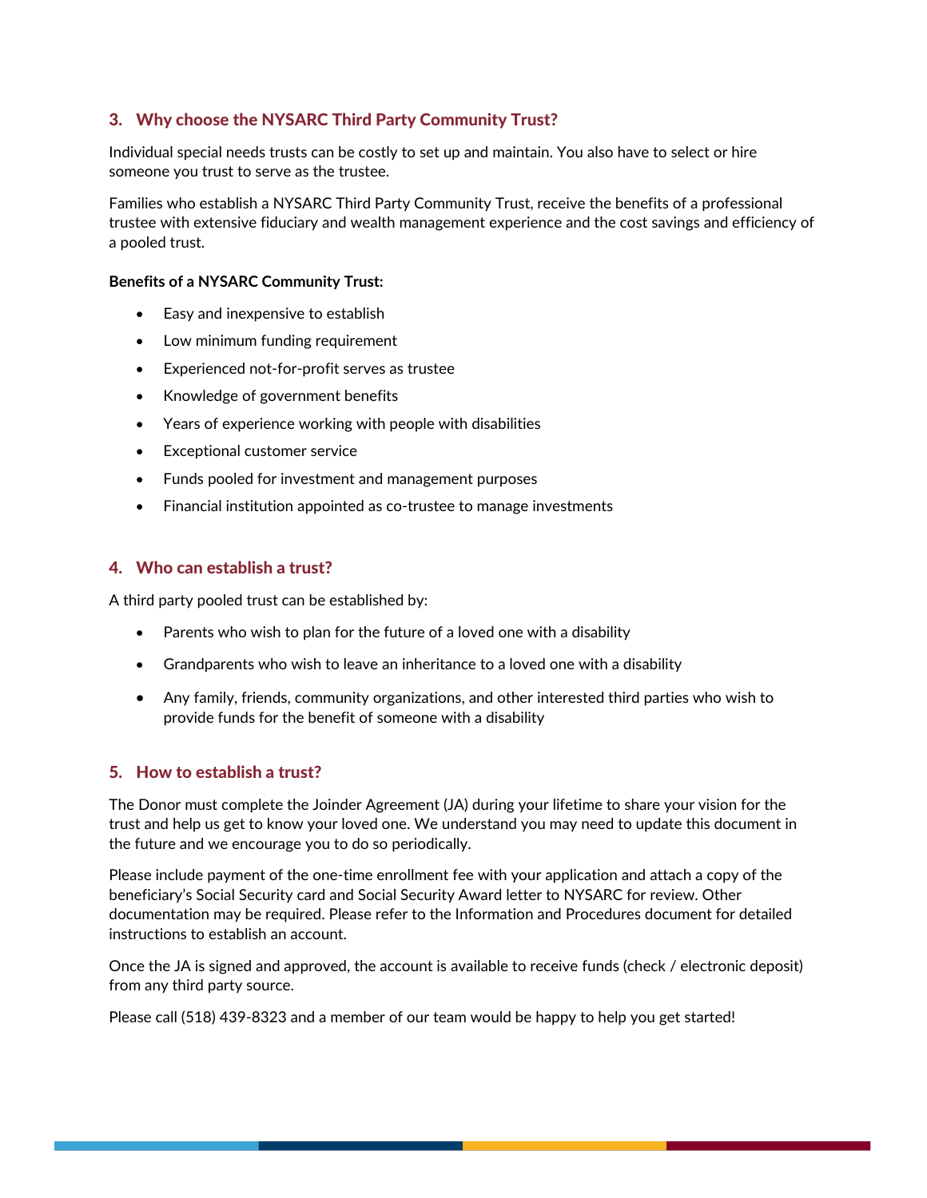## 3. Why choose the NYSARC Third Party Community Trust?

Individual special needs trusts can be costly to set up and maintain. You also have to select or hire someone you trust to serve as the trustee.

Families who establish a NYSARC Third Party Community Trust, receive the benefits of a professional trustee with extensive fiduciary and wealth management experience and the cost savings and efficiency of a pooled trust.

**Benefits of a NYSARC Community Trust:**

- Easy and inexpensive to establish
- Low minimum funding requirement
- Experienced not-for-profit serves as trustee
- Knowledge of government benefits
- Years of experience working with people with disabilities
- Exceptional customer service
- Funds pooled for investment and management purposes
- Financial institution appointed as co-trustee to manage investments

## 4. Who can establish a trust?

A third party pooled trust can be established by:

- Parents who wish to plan for the future of a loved one with a disability
- Grandparents who wish to leave an inheritance to a loved one with a disability
- Any family, friends, community organizations, and other interested third parties who wish to provide funds for the benefit of someone with a disability

## 5. How to establish a trust?

The Donor must complete the Joinder Agreement (JA) during your lifetime to share your vision for the trust and help us get to know your loved one. We understand you may need to update this document in the future and we encourage you to do so periodically.

Please include payment of the one-time enrollment fee with your application and attach a copy of the beneficiary's Social Security card and Social Security Award letter to NYSARC for review. Other documentation may be required. Please refer to the Information and Procedures document for detailed instructions to establish an account.

Once the JA is signed and approved, the account is available to receive funds (check / electronic deposit) from any third party source.

Please call (518) 439-8323 and a member of our team would be happy to help you get started!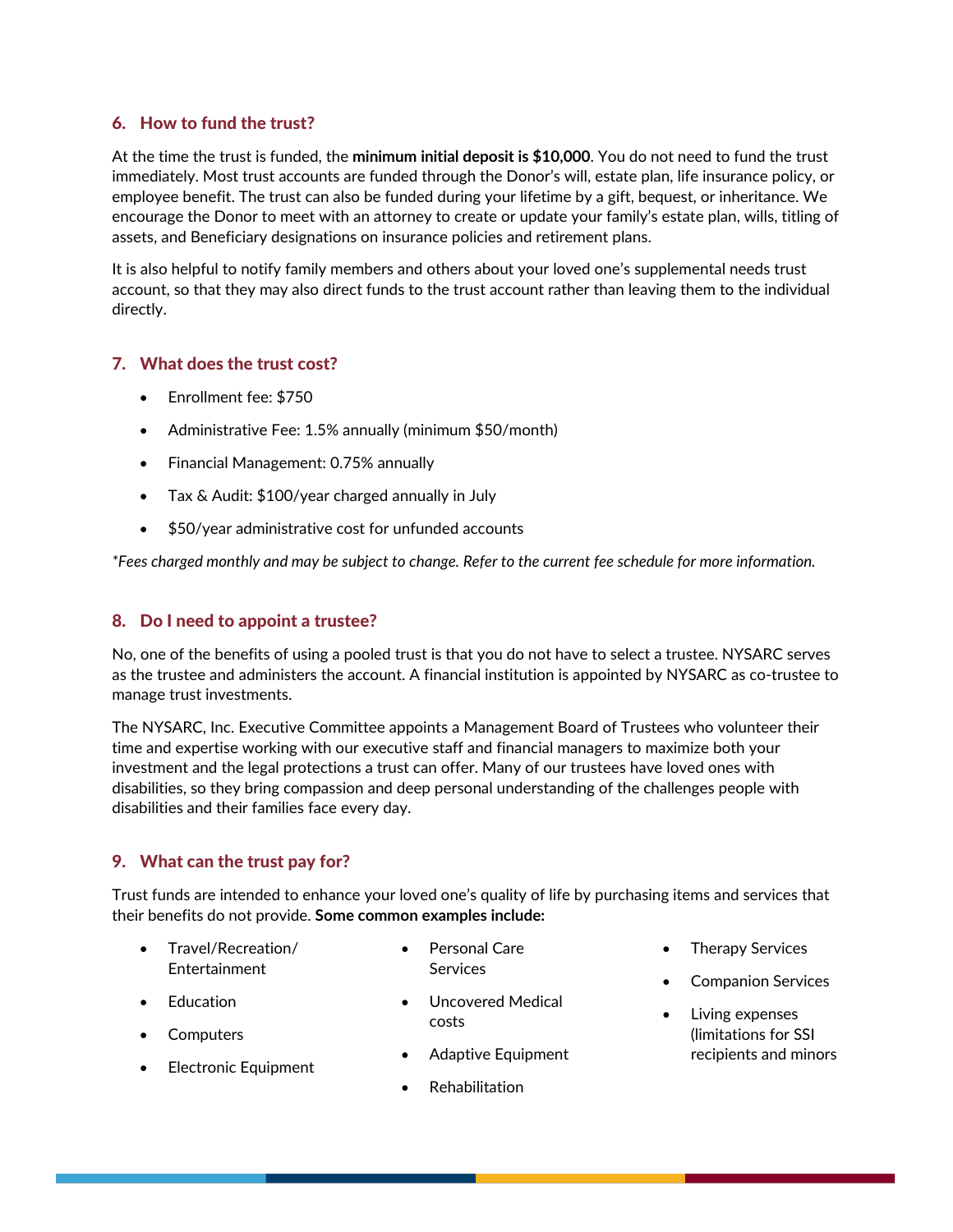## 6. How to fund the trust?

At the time the trust is funded, the **minimum initial deposit is $10,000**. You do not need to fund the trust immediately. Most trust accounts are funded through the Donor's will, estate plan, life insurance policy, or employee benefit. The trust can also be funded during your lifetime by a gift, bequest, or inheritance. We encourage the Donor to meet with an attorney to create or update your family's estate plan, wills, titling of assets, and Beneficiary designations on insurance policies and retirement plans.

It is also helpful to notify family members and others about your loved one's supplemental needs trust account, so that they may also direct funds to the trust account rather than leaving them to the individual directly.

## 7. What does the trust cost?

- Enrollment fee: $750
- Administrative Fee: 1.5% annually (minimum $50/month)
- Financial Management: 0.75% annually
- Tax & Audit: $100/year charged annually in July
- $50/year administrative cost for unfunded accounts

*\*Fees charged monthly and may be subject to change. Refer to the current fee schedule for more information.*

## 8. Do I need to appoint a trustee?

No, one of the benefits of using a pooled trust is that you do not have to select a trustee. NYSARC serves as the trustee and administers the account. A financial institution is appointed by NYSARC as co-trustee to manage trust investments.

The NYSARC, Inc. Executive Committee appoints a Management Board of Trustees who volunteer their time and expertise working with our executive staff and financial managers to maximize both your investment and the legal protections a trust can offer. Many of our trustees have loved ones with disabilities, so they bring compassion and deep personal understanding of the challenges people with disabilities and their families face every day.

## 9. What can the trust pay for?

Trust funds are intended to enhance your loved one's quality of life by purchasing items and services that their benefits do not provide. **Some common examples include:**

- Travel/Recreation/ Entertainment
- Education
- Computers
- Electronic Equipment
- Personal Care Services
- Uncovered Medical costs
- Adaptive Equipment
- Rehabilitation
- Therapy Services
- Companion Services
- Living expenses (limitations for SSI recipients and minors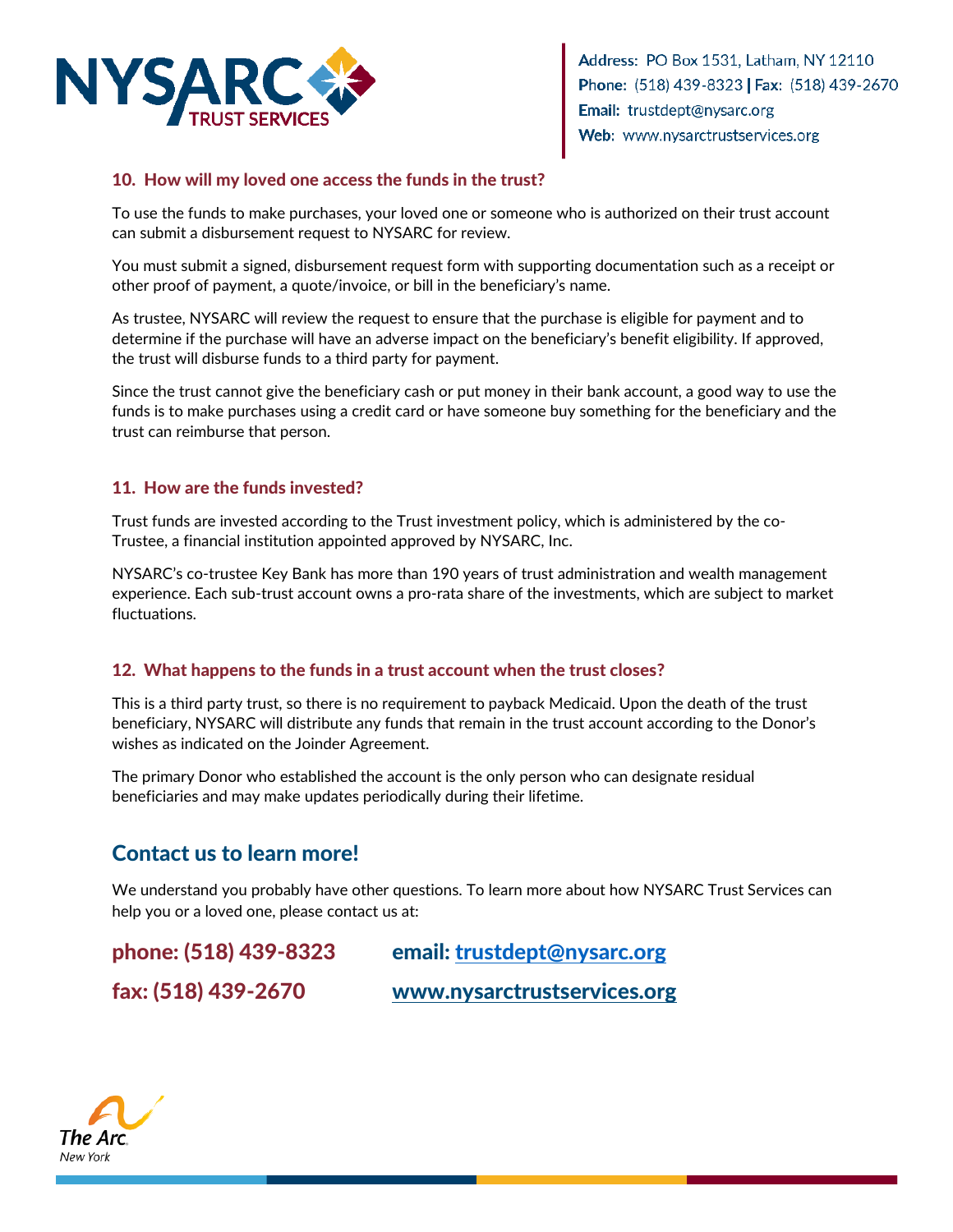### 10. How will my loved one access the funds in the trust?

To use the funds to make purchases, your loved one or someone who is authorized on their trust account can submit a disbursement request to NYSARC for review.

You must submit a signed, disbursement request form with supporting documentation such as a receipt or other proof of payment, a quote/invoice, or bill in the beneficiary's name.

As trustee, NYSARC will review the request to ensure that the purchase is eligible for payment and to determine if the purchase will have an adverse impact on the beneficiary's benefit eligibility. If approved, the trust will disburse funds to a third party for payment.

Since the trust cannot give the beneficiary cash or put money in their bank account, a good way to use the funds is to make purchases using a credit card or have someone buy something for the beneficiary and the trust can reimburse that person.

### 11. How are the funds invested?

Trust funds are invested according to the Trust investment policy, which is administered by the co-Trustee, a financial institution appointed approved by NYSARC, Inc.

NYSARC's co-trustee Key Bank has more than 190 years of trust administration and wealth management experience. Each sub-trust account owns a pro-rata share of the investments, which are subject to market fluctuations.

### 12. What happens to the funds in a trust account when the trust closes?

This is a third party trust, so there is no requirement to payback Medicaid. Upon the death of the trust beneficiary, NYSARC will distribute any funds that remain in the trust account according to the Donor's wishes as indicated on the Joinder Agreement.

The primary Donor who established the account is the only person who can designate residual beneficiaries and may make updates periodically during their lifetime.

## Contact us to learn more!

We understand you probably have other questions. To learn more about how NYSARC Trust Services can help you or a loved one, please contact us at:

**phone: (518) 439-8323** **email: trustdept@nysarc.org**

**fax: (518) 439-2670** **www.nysarctrustservices.org**